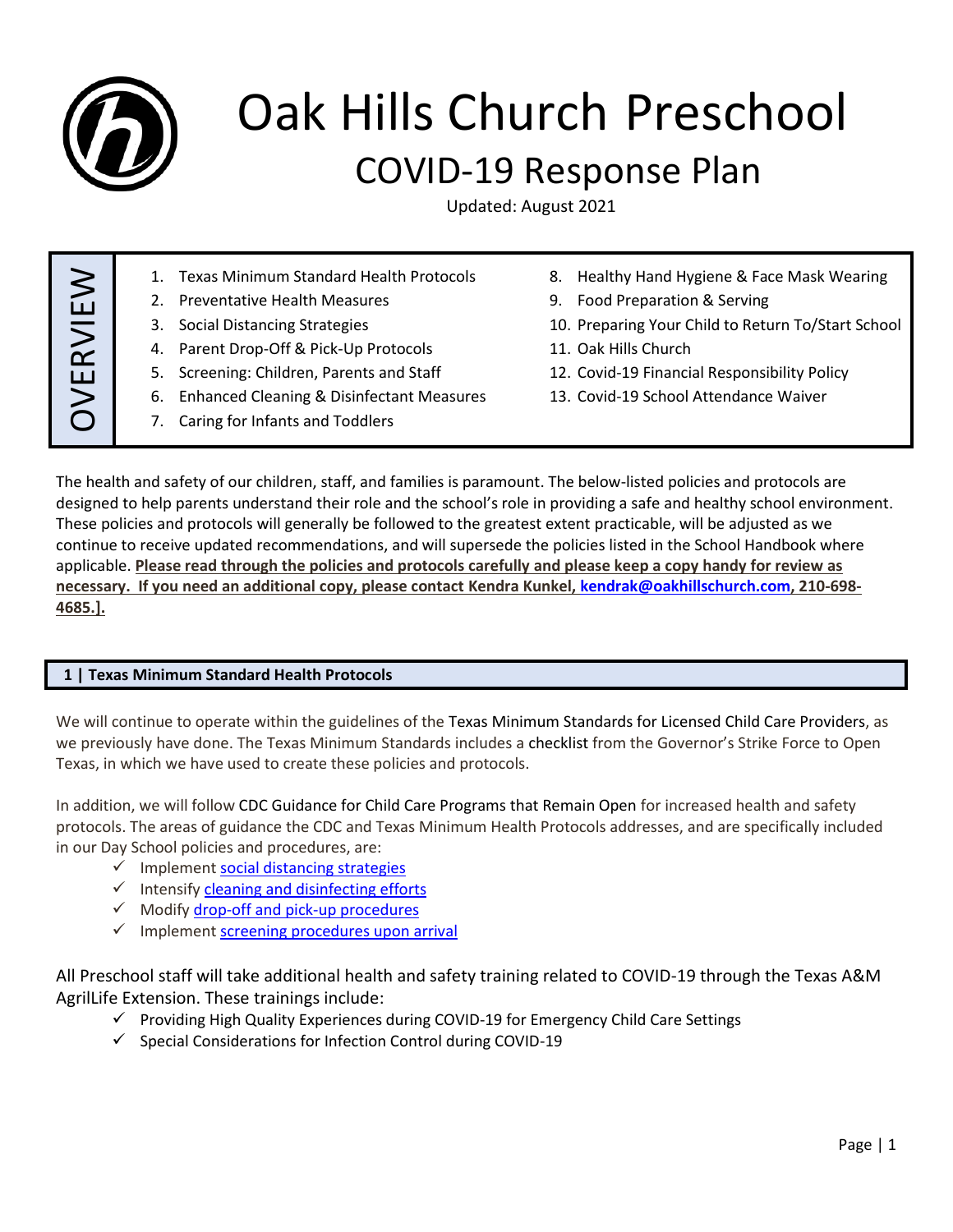# Oak Hills Church Preschool

## COVID-19 Response Plan

Updated: August 2021

**OVERVIEW**

1. Texas Minimum Standard Health Protocols
2. Preventative Health Measures
3. Social Distancing Strategies
4. Parent Drop-Off & Pick-Up Protocols
5. Screening: Children, Parents and Staff
6. Enhanced Cleaning & Disinfectant Measures
7. Caring for Infants and Toddlers
8. Healthy Hand Hygiene & Face Mask Wearing
9. Food Preparation & Serving
10. Preparing Your Child to Return To/Start School
11. Oak Hills Church
12. Covid-19 Financial Responsibility Policy
13. Covid-19 School Attendance Waiver

The health and safety of our children, staff, and families is paramount. The below-listed policies and protocols are designed to help parents understand their role and the school's role in providing a safe and healthy school environment. These policies and protocols will generally be followed to the greatest extent practicable, will be adjusted as we continue to receive updated recommendations, and will supersede the policies listed in the School Handbook where applicable. **Please read through the policies and protocols carefully and please keep a copy handy for review as necessary. If you need an additional copy, please contact Kendra Kunkel, kendrak@oakhillschurch.com, 210-698-4685.].**

## 1 | Texas Minimum Standard Health Protocols

We will continue to operate within the guidelines of the Texas Minimum Standards for Licensed Child Care Providers, as we previously have done. The Texas Minimum Standards includes a checklist from the Governor's Strike Force to Open Texas, in which we have used to create these policies and protocols.

In addition, we will follow CDC Guidance for Child Care Programs that Remain Open for increased health and safety protocols. The areas of guidance the CDC and Texas Minimum Health Protocols addresses, and are specifically included in our Day School policies and procedures, are:

- ✓ Implement social distancing strategies
- ✓ Intensify cleaning and disinfecting efforts
- ✓ Modify drop-off and pick-up procedures
- ✓ Implement screening procedures upon arrival

All Preschool staff will take additional health and safety training related to COVID-19 through the Texas A&M AgrilLife Extension. These trainings include:

- ✓ Providing High Quality Experiences during COVID-19 for Emergency Child Care Settings
- ✓ Special Considerations for Infection Control during COVID-19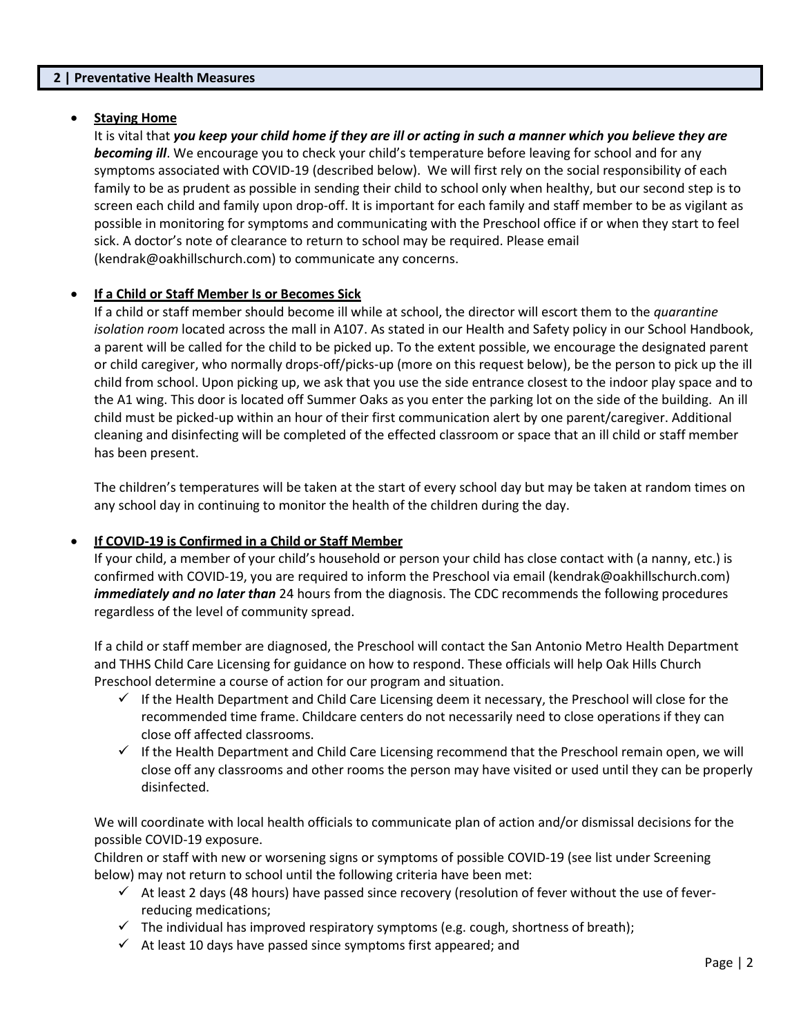## 2 | Preventative Health Measures

- **Staying Home**

  It is vital that ***you keep your child home if they are ill or acting in such a manner which you believe they are becoming ill***. We encourage you to check your child's temperature before leaving for school and for any symptoms associated with COVID-19 (described below). We will first rely on the social responsibility of each family to be as prudent as possible in sending their child to school only when healthy, but our second step is to screen each child and family upon drop-off. It is important for each family and staff member to be as vigilant as possible in monitoring for symptoms and communicating with the Preschool office if or when they start to feel sick. A doctor's note of clearance to return to school may be required. Please email (kendrak@oakhillschurch.com) to communicate any concerns.

- **If a Child or Staff Member Is or Becomes Sick**

  If a child or staff member should become ill while at school, the director will escort them to the *quarantine isolation room* located across the mall in A107. As stated in our Health and Safety policy in our School Handbook, a parent will be called for the child to be picked up. To the extent possible, we encourage the designated parent or child caregiver, who normally drops-off/picks-up (more on this request below), be the person to pick up the ill child from school. Upon picking up, we ask that you use the side entrance closest to the indoor play space and to the A1 wing. This door is located off Summer Oaks as you enter the parking lot on the side of the building. An ill child must be picked-up within an hour of their first communication alert by one parent/caregiver. Additional cleaning and disinfecting will be completed of the effected classroom or space that an ill child or staff member has been present.

  The children's temperatures will be taken at the start of every school day but may be taken at random times on any school day in continuing to monitor the health of the children during the day.

- **If COVID-19 is Confirmed in a Child or Staff Member**

  If your child, a member of your child's household or person your child has close contact with (a nanny, etc.) is confirmed with COVID-19, you are required to inform the Preschool via email (kendrak@oakhillschurch.com) ***immediately and no later than*** 24 hours from the diagnosis. The CDC recommends the following procedures regardless of the level of community spread.

  If a child or staff member are diagnosed, the Preschool will contact the San Antonio Metro Health Department and THHS Child Care Licensing for guidance on how to respond. These officials will help Oak Hills Church Preschool determine a course of action for our program and situation.

  - ✓ If the Health Department and Child Care Licensing deem it necessary, the Preschool will close for the recommended time frame. Childcare centers do not necessarily need to close operations if they can close off affected classrooms.
  - ✓ If the Health Department and Child Care Licensing recommend that the Preschool remain open, we will close off any classrooms and other rooms the person may have visited or used until they can be properly disinfected.

  We will coordinate with local health officials to communicate plan of action and/or dismissal decisions for the possible COVID-19 exposure.

  Children or staff with new or worsening signs or symptoms of possible COVID-19 (see list under Screening below) may not return to school until the following criteria have been met:

  - ✓ At least 2 days (48 hours) have passed since recovery (resolution of fever without the use of fever-reducing medications;
  - ✓ The individual has improved respiratory symptoms (e.g. cough, shortness of breath);
  - ✓ At least 10 days have passed since symptoms first appeared; and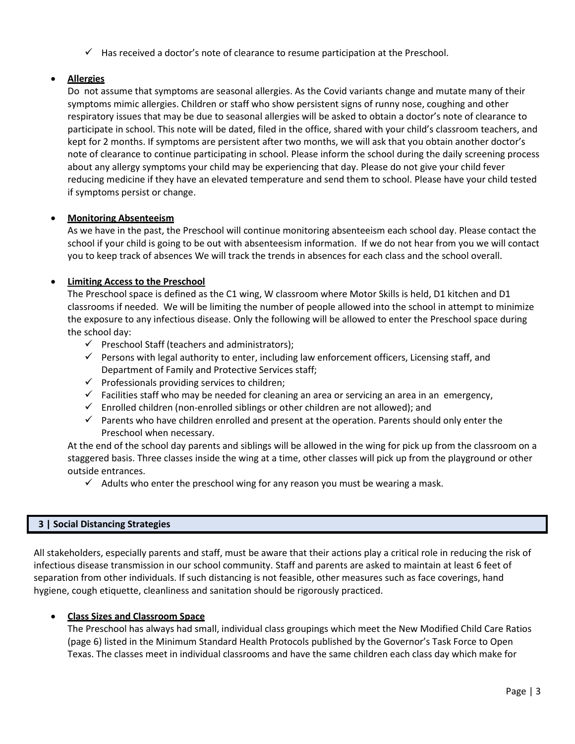- ✓ Has received a doctor's note of clearance to resume participation at the Preschool.

- **Allergies**

  Do not assume that symptoms are seasonal allergies. As the Covid variants change and mutate many of their symptoms mimic allergies. Children or staff who show persistent signs of runny nose, coughing and other respiratory issues that may be due to seasonal allergies will be asked to obtain a doctor's note of clearance to participate in school. This note will be dated, filed in the office, shared with your child's classroom teachers, and kept for 2 months. If symptoms are persistent after two months, we will ask that you obtain another doctor's note of clearance to continue participating in school. Please inform the school during the daily screening process about any allergy symptoms your child may be experiencing that day. Please do not give your child fever reducing medicine if they have an elevated temperature and send them to school. Please have your child tested if symptoms persist or change.

- **Monitoring Absenteeism**

  As we have in the past, the Preschool will continue monitoring absenteeism each school day. Please contact the school if your child is going to be out with absenteesism information. If we do not hear from you we will contact you to keep track of absences We will track the trends in absences for each class and the school overall.

- **Limiting Access to the Preschool**

  The Preschool space is defined as the C1 wing, W classroom where Motor Skills is held, D1 kitchen and D1 classrooms if needed. We will be limiting the number of people allowed into the school in attempt to minimize the exposure to any infectious disease. Only the following will be allowed to enter the Preschool space during the school day:
  - ✓ Preschool Staff (teachers and administrators);
  - ✓ Persons with legal authority to enter, including law enforcement officers, Licensing staff, and Department of Family and Protective Services staff;
  - ✓ Professionals providing services to children;
  - ✓ Facilities staff who may be needed for cleaning an area or servicing an area in an emergency,
  - ✓ Enrolled children (non-enrolled siblings or other children are not allowed); and
  - ✓ Parents who have children enrolled and present at the operation. Parents should only enter the Preschool when necessary.

  At the end of the school day parents and siblings will be allowed in the wing for pick up from the classroom on a staggered basis. Three classes inside the wing at a time, other classes will pick up from the playground or other outside entrances.
  - ✓ Adults who enter the preschool wing for any reason you must be wearing a mask.

## 3 | Social Distancing Strategies

All stakeholders, especially parents and staff, must be aware that their actions play a critical role in reducing the risk of infectious disease transmission in our school community. Staff and parents are asked to maintain at least 6 feet of separation from other individuals. If such distancing is not feasible, other measures such as face coverings, hand hygiene, cough etiquette, cleanliness and sanitation should be rigorously practiced.

- **Class Sizes and Classroom Space**

  The Preschool has always had small, individual class groupings which meet the New Modified Child Care Ratios (page 6) listed in the Minimum Standard Health Protocols published by the Governor's Task Force to Open Texas. The classes meet in individual classrooms and have the same children each class day which make for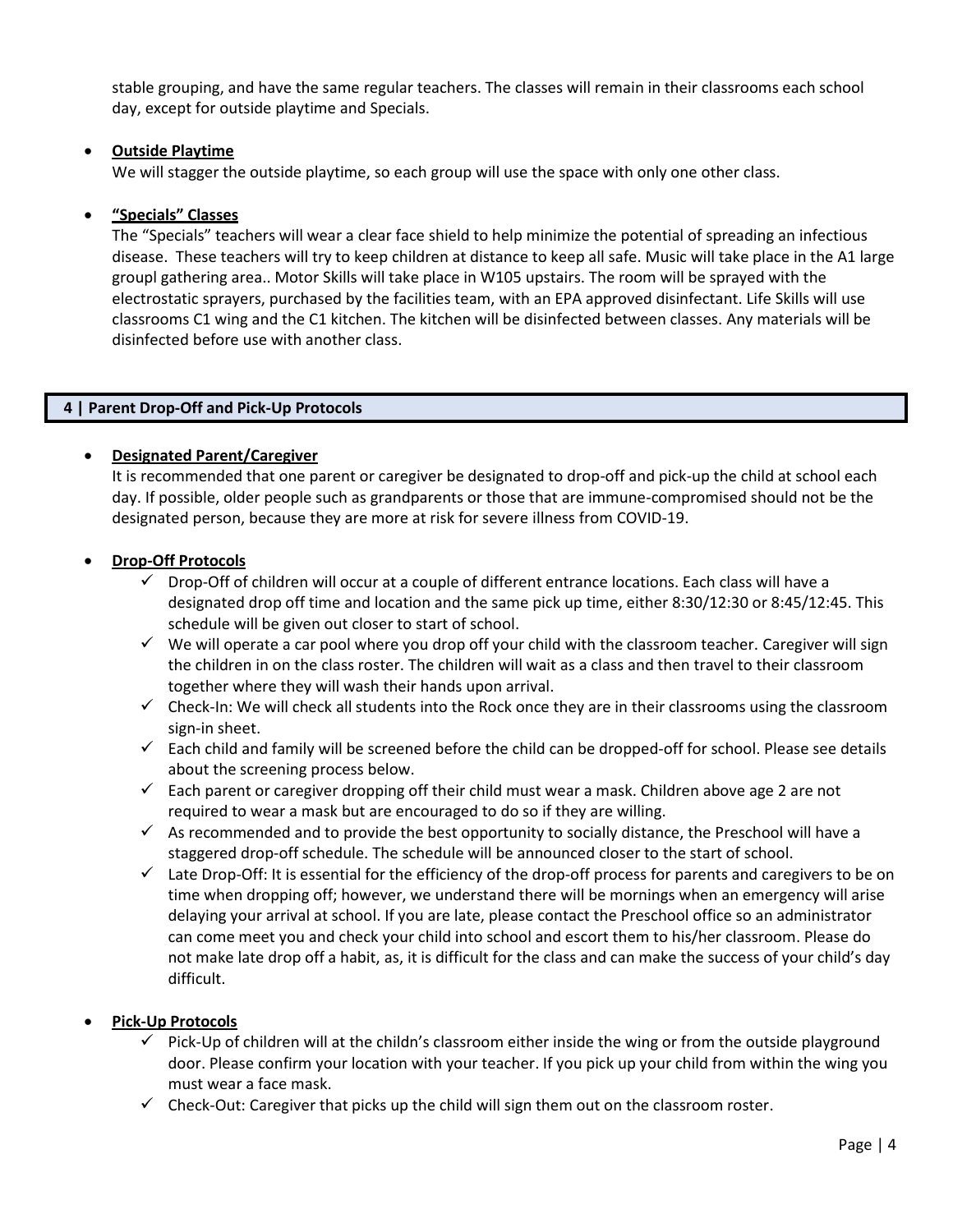stable grouping, and have the same regular teachers. The classes will remain in their classrooms each school day, except for outside playtime and Specials.

- **Outside Playtime**

  We will stagger the outside playtime, so each group will use the space with only one other class.

- **"Specials" Classes**

  The "Specials" teachers will wear a clear face shield to help minimize the potential of spreading an infectious disease. These teachers will try to keep children at distance to keep all safe. Music will take place in the A1 large groupl gathering area.. Motor Skills will take place in W105 upstairs. The room will be sprayed with the electrostatic sprayers, purchased by the facilities team, with an EPA approved disinfectant. Life Skills will use classrooms C1 wing and the C1 kitchen. The kitchen will be disinfected between classes. Any materials will be disinfected before use with another class.

## 4 | Parent Drop-Off and Pick-Up Protocols

- **Designated Parent/Caregiver**

  It is recommended that one parent or caregiver be designated to drop-off and pick-up the child at school each day. If possible, older people such as grandparents or those that are immune-compromised should not be the designated person, because they are more at risk for severe illness from COVID-19.

- **Drop-Off Protocols**
  - ✓ Drop-Off of children will occur at a couple of different entrance locations. Each class will have a designated drop off time and location and the same pick up time, either 8:30/12:30 or 8:45/12:45. This schedule will be given out closer to start of school.
  - ✓ We will operate a car pool where you drop off your child with the classroom teacher. Caregiver will sign the children in on the class roster. The children will wait as a class and then travel to their classroom together where they will wash their hands upon arrival.
  - ✓ Check-In: We will check all students into the Rock once they are in their classrooms using the classroom sign-in sheet.
  - ✓ Each child and family will be screened before the child can be dropped-off for school. Please see details about the screening process below.
  - ✓ Each parent or caregiver dropping off their child must wear a mask. Children above age 2 are not required to wear a mask but are encouraged to do so if they are willing.
  - ✓ As recommended and to provide the best opportunity to socially distance, the Preschool will have a staggered drop-off schedule. The schedule will be announced closer to the start of school.
  - ✓ Late Drop-Off: It is essential for the efficiency of the drop-off process for parents and caregivers to be on time when dropping off; however, we understand there will be mornings when an emergency will arise delaying your arrival at school. If you are late, please contact the Preschool office so an administrator can come meet you and check your child into school and escort them to his/her classroom. Please do not make late drop off a habit, as, it is difficult for the class and can make the success of your child's day difficult.

- **Pick-Up Protocols**
  - ✓ Pick-Up of children will at the childn's classroom either inside the wing or from the outside playground door. Please confirm your location with your teacher. If you pick up your child from within the wing you must wear a face mask.
  - ✓ Check-Out: Caregiver that picks up the child will sign them out on the classroom roster.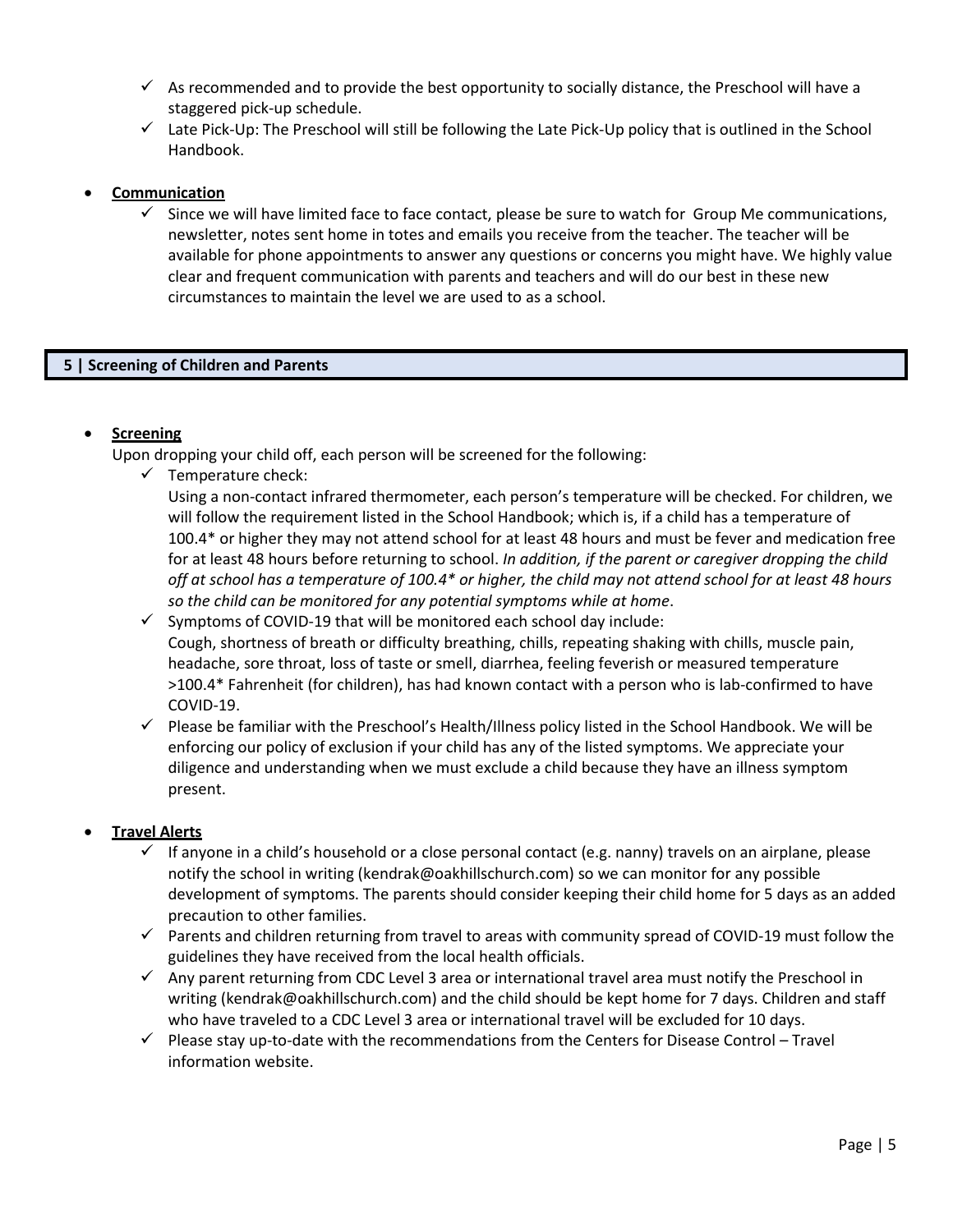- ✓ As recommended and to provide the best opportunity to socially distance, the Preschool will have a staggered pick-up schedule.
- ✓ Late Pick-Up: The Preschool will still be following the Late Pick-Up policy that is outlined in the School Handbook.

- **Communication**
  - ✓ Since we will have limited face to face contact, please be sure to watch for Group Me communications, newsletter, notes sent home in totes and emails you receive from the teacher. The teacher will be available for phone appointments to answer any questions or concerns you might have. We highly value clear and frequent communication with parents and teachers and will do our best in these new circumstances to maintain the level we are used to as a school.

## 5 | Screening of Children and Parents

- **Screening**

  Upon dropping your child off, each person will be screened for the following:
  - ✓ Temperature check:
    Using a non-contact infrared thermometer, each person's temperature will be checked. For children, we will follow the requirement listed in the School Handbook; which is, if a child has a temperature of 100.4* or higher they may not attend school for at least 48 hours and must be fever and medication free for at least 48 hours before returning to school. *In addition, if the parent or caregiver dropping the child off at school has a temperature of 100.4* or higher, the child may not attend school for at least 48 hours so the child can be monitored for any potential symptoms while at home*.
  - ✓ Symptoms of COVID-19 that will be monitored each school day include:
    Cough, shortness of breath or difficulty breathing, chills, repeating shaking with chills, muscle pain, headache, sore throat, loss of taste or smell, diarrhea, feeling feverish or measured temperature >100.4* Fahrenheit (for children), has had known contact with a person who is lab-confirmed to have COVID-19.
  - ✓ Please be familiar with the Preschool's Health/Illness policy listed in the School Handbook. We will be enforcing our policy of exclusion if your child has any of the listed symptoms. We appreciate your diligence and understanding when we must exclude a child because they have an illness symptom present.

- **Travel Alerts**
  - ✓ If anyone in a child's household or a close personal contact (e.g. nanny) travels on an airplane, please notify the school in writing (kendrak@oakhillschurch.com) so we can monitor for any possible development of symptoms. The parents should consider keeping their child home for 5 days as an added precaution to other families.
  - ✓ Parents and children returning from travel to areas with community spread of COVID-19 must follow the guidelines they have received from the local health officials.
  - ✓ Any parent returning from CDC Level 3 area or international travel area must notify the Preschool in writing (kendrak@oakhillschurch.com) and the child should be kept home for 7 days. Children and staff who have traveled to a CDC Level 3 area or international travel will be excluded for 10 days.
  - ✓ Please stay up-to-date with the recommendations from the Centers for Disease Control – Travel information website.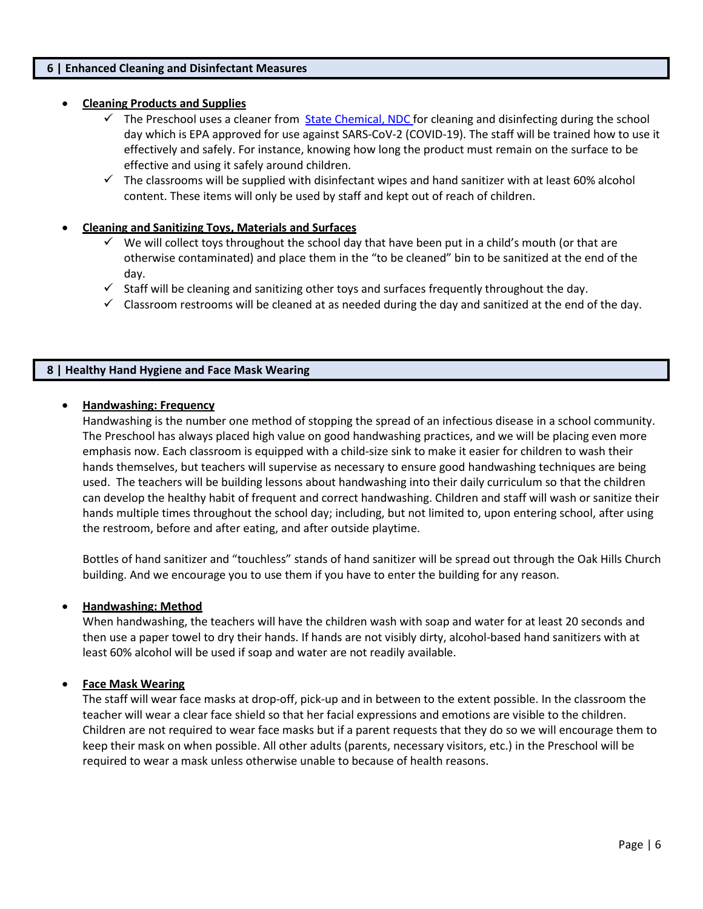## 6 | Enhanced Cleaning and Disinfectant Measures

- **Cleaning Products and Supplies**
  - ✓ The Preschool uses a cleaner from [State Chemical, NDC](#) for cleaning and disinfecting during the school day which is EPA approved for use against SARS-CoV-2 (COVID-19). The staff will be trained how to use it effectively and safely. For instance, knowing how long the product must remain on the surface to be effective and using it safely around children.
  - ✓ The classrooms will be supplied with disinfectant wipes and hand sanitizer with at least 60% alcohol content. These items will only be used by staff and kept out of reach of children.

- **Cleaning and Sanitizing Toys, Materials and Surfaces**
  - ✓ We will collect toys throughout the school day that have been put in a child's mouth (or that are otherwise contaminated) and place them in the "to be cleaned" bin to be sanitized at the end of the day.
  - ✓ Staff will be cleaning and sanitizing other toys and surfaces frequently throughout the day.
  - ✓ Classroom restrooms will be cleaned at as needed during the day and sanitized at the end of the day.

## 8 | Healthy Hand Hygiene and Face Mask Wearing

- **Handwashing: Frequency**

  Handwashing is the number one method of stopping the spread of an infectious disease in a school community. The Preschool has always placed high value on good handwashing practices, and we will be placing even more emphasis now. Each classroom is equipped with a child-size sink to make it easier for children to wash their hands themselves, but teachers will supervise as necessary to ensure good handwashing techniques are being used. The teachers will be building lessons about handwashing into their daily curriculum so that the children can develop the healthy habit of frequent and correct handwashing. Children and staff will wash or sanitize their hands multiple times throughout the school day; including, but not limited to, upon entering school, after using the restroom, before and after eating, and after outside playtime.

  Bottles of hand sanitizer and "touchless" stands of hand sanitizer will be spread out through the Oak Hills Church building. And we encourage you to use them if you have to enter the building for any reason.

- **Handwashing: Method**

  When handwashing, the teachers will have the children wash with soap and water for at least 20 seconds and then use a paper towel to dry their hands. If hands are not visibly dirty, alcohol-based hand sanitizers with at least 60% alcohol will be used if soap and water are not readily available.

- **Face Mask Wearing**

  The staff will wear face masks at drop-off, pick-up and in between to the extent possible. In the classroom the teacher will wear a clear face shield so that her facial expressions and emotions are visible to the children. Children are not required to wear face masks but if a parent requests that they do so we will encourage them to keep their mask on when possible. All other adults (parents, necessary visitors, etc.) in the Preschool will be required to wear a mask unless otherwise unable to because of health reasons.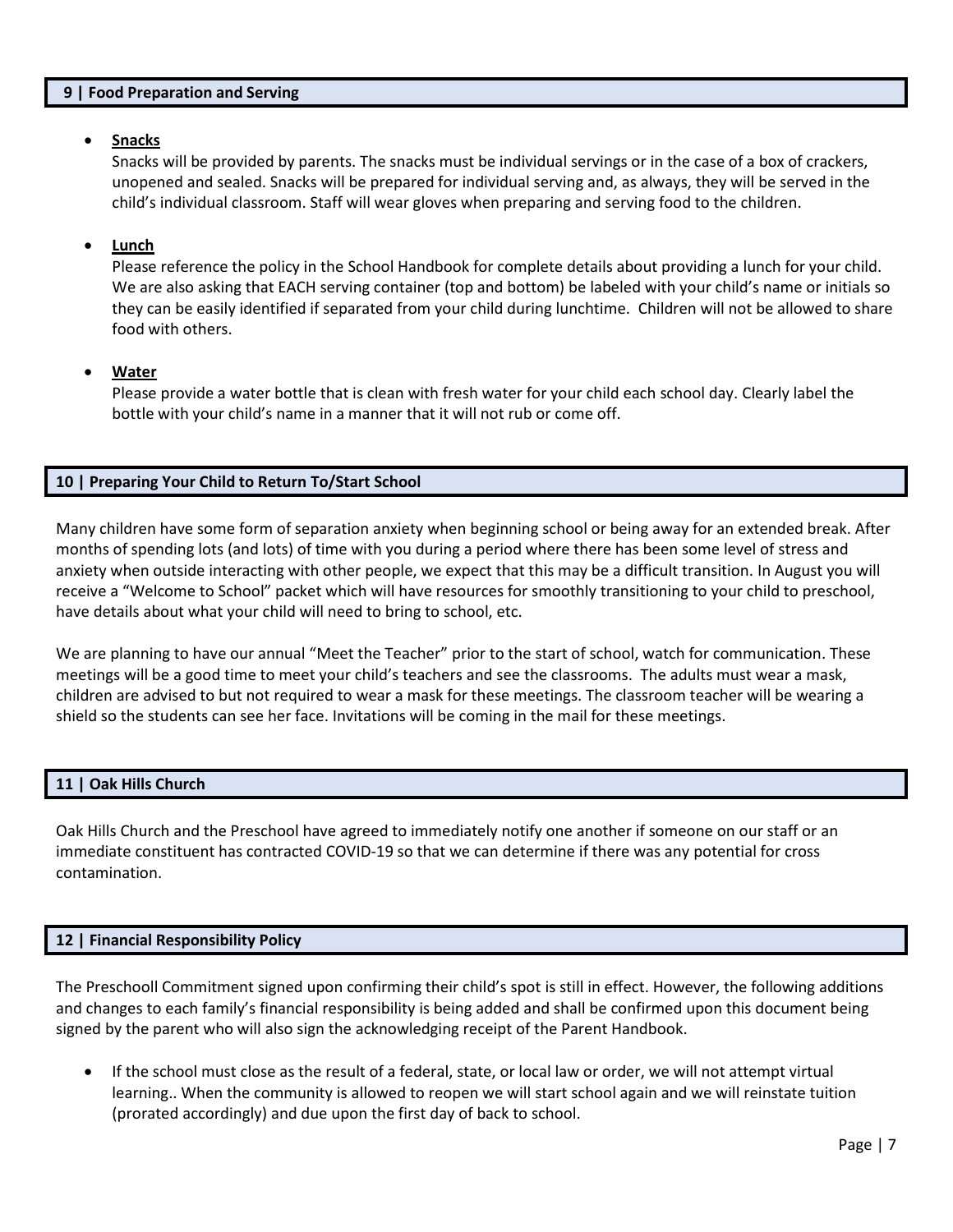## 9 | Food Preparation and Serving

- **Snacks**

  Snacks will be provided by parents. The snacks must be individual servings or in the case of a box of crackers, unopened and sealed. Snacks will be prepared for individual serving and, as always, they will be served in the child's individual classroom. Staff will wear gloves when preparing and serving food to the children.

- **Lunch**

  Please reference the policy in the School Handbook for complete details about providing a lunch for your child. We are also asking that EACH serving container (top and bottom) be labeled with your child's name or initials so they can be easily identified if separated from your child during lunchtime. Children will not be allowed to share food with others.

- **Water**

  Please provide a water bottle that is clean with fresh water for your child each school day. Clearly label the bottle with your child's name in a manner that it will not rub or come off.

## 10 | Preparing Your Child to Return To/Start School

Many children have some form of separation anxiety when beginning school or being away for an extended break. After months of spending lots (and lots) of time with you during a period where there has been some level of stress and anxiety when outside interacting with other people, we expect that this may be a difficult transition. In August you will receive a "Welcome to School" packet which will have resources for smoothly transitioning to your child to preschool, have details about what your child will need to bring to school, etc.

We are planning to have our annual "Meet the Teacher" prior to the start of school, watch for communication. These meetings will be a good time to meet your child's teachers and see the classrooms. The adults must wear a mask, children are advised to but not required to wear a mask for these meetings. The classroom teacher will be wearing a shield so the students can see her face. Invitations will be coming in the mail for these meetings.

## 11 | Oak Hills Church

Oak Hills Church and the Preschool have agreed to immediately notify one another if someone on our staff or an immediate constituent has contracted COVID-19 so that we can determine if there was any potential for cross contamination.

## 12 | Financial Responsibility Policy

The Preschooll Commitment signed upon confirming their child's spot is still in effect. However, the following additions and changes to each family's financial responsibility is being added and shall be confirmed upon this document being signed by the parent who will also sign the acknowledging receipt of the Parent Handbook.

- If the school must close as the result of a federal, state, or local law or order, we will not attempt virtual learning.. When the community is allowed to reopen we will start school again and we will reinstate tuition (prorated accordingly) and due upon the first day of back to school.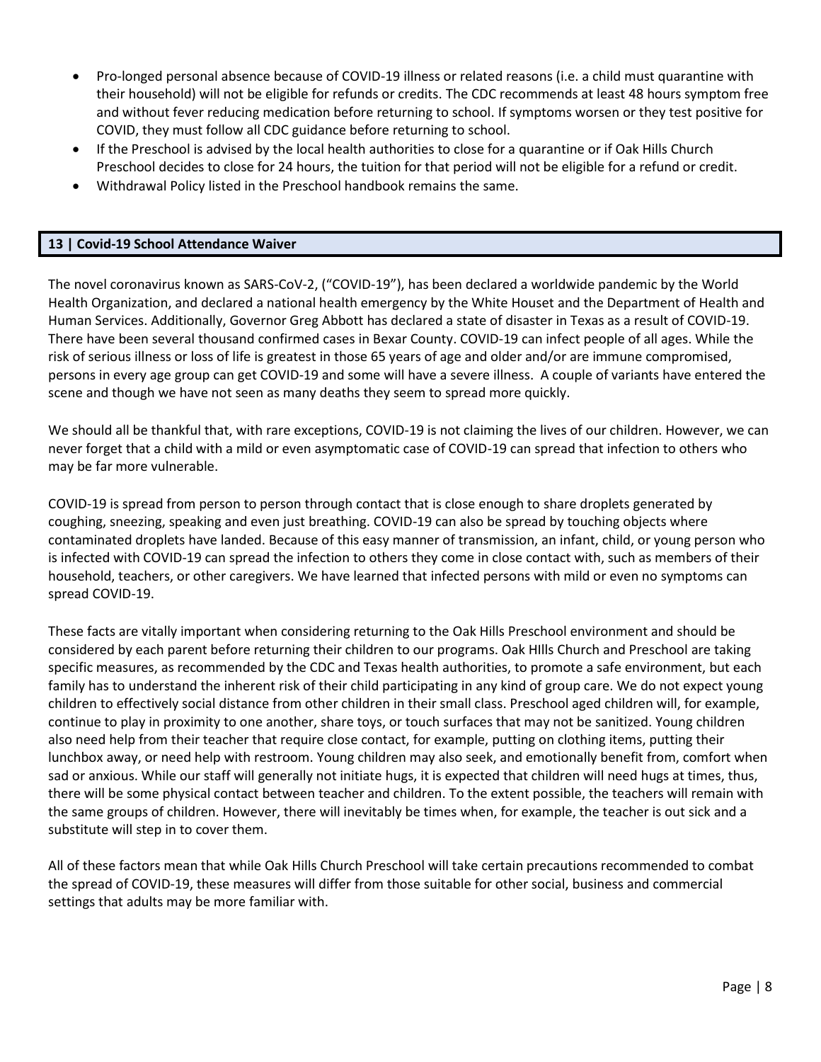- Pro-longed personal absence because of COVID-19 illness or related reasons (i.e. a child must quarantine with their household) will not be eligible for refunds or credits. The CDC recommends at least 48 hours symptom free and without fever reducing medication before returning to school. If symptoms worsen or they test positive for COVID, they must follow all CDC guidance before returning to school.
- If the Preschool is advised by the local health authorities to close for a quarantine or if Oak Hills Church Preschool decides to close for 24 hours, the tuition for that period will not be eligible for a refund or credit.
- Withdrawal Policy listed in the Preschool handbook remains the same.

## 13 | Covid-19 School Attendance Waiver

The novel coronavirus known as SARS-CoV-2, ("COVID-19"), has been declared a worldwide pandemic by the World Health Organization, and declared a national health emergency by the White Houset and the Department of Health and Human Services. Additionally, Governor Greg Abbott has declared a state of disaster in Texas as a result of COVID-19. There have been several thousand confirmed cases in Bexar County. COVID-19 can infect people of all ages. While the risk of serious illness or loss of life is greatest in those 65 years of age and older and/or are immune compromised, persons in every age group can get COVID-19 and some will have a severe illness. A couple of variants have entered the scene and though we have not seen as many deaths they seem to spread more quickly.

We should all be thankful that, with rare exceptions, COVID-19 is not claiming the lives of our children. However, we can never forget that a child with a mild or even asymptomatic case of COVID-19 can spread that infection to others who may be far more vulnerable.

COVID-19 is spread from person to person through contact that is close enough to share droplets generated by coughing, sneezing, speaking and even just breathing. COVID-19 can also be spread by touching objects where contaminated droplets have landed. Because of this easy manner of transmission, an infant, child, or young person who is infected with COVID-19 can spread the infection to others they come in close contact with, such as members of their household, teachers, or other caregivers. We have learned that infected persons with mild or even no symptoms can spread COVID-19.

These facts are vitally important when considering returning to the Oak Hills Preschool environment and should be considered by each parent before returning their children to our programs. Oak HIlls Church and Preschool are taking specific measures, as recommended by the CDC and Texas health authorities, to promote a safe environment, but each family has to understand the inherent risk of their child participating in any kind of group care. We do not expect young children to effectively social distance from other children in their small class. Preschool aged children will, for example, continue to play in proximity to one another, share toys, or touch surfaces that may not be sanitized. Young children also need help from their teacher that require close contact, for example, putting on clothing items, putting their lunchbox away, or need help with restroom. Young children may also seek, and emotionally benefit from, comfort when sad or anxious. While our staff will generally not initiate hugs, it is expected that children will need hugs at times, thus, there will be some physical contact between teacher and children. To the extent possible, the teachers will remain with the same groups of children. However, there will inevitably be times when, for example, the teacher is out sick and a substitute will step in to cover them.

All of these factors mean that while Oak Hills Church Preschool will take certain precautions recommended to combat the spread of COVID-19, these measures will differ from those suitable for other social, business and commercial settings that adults may be more familiar with.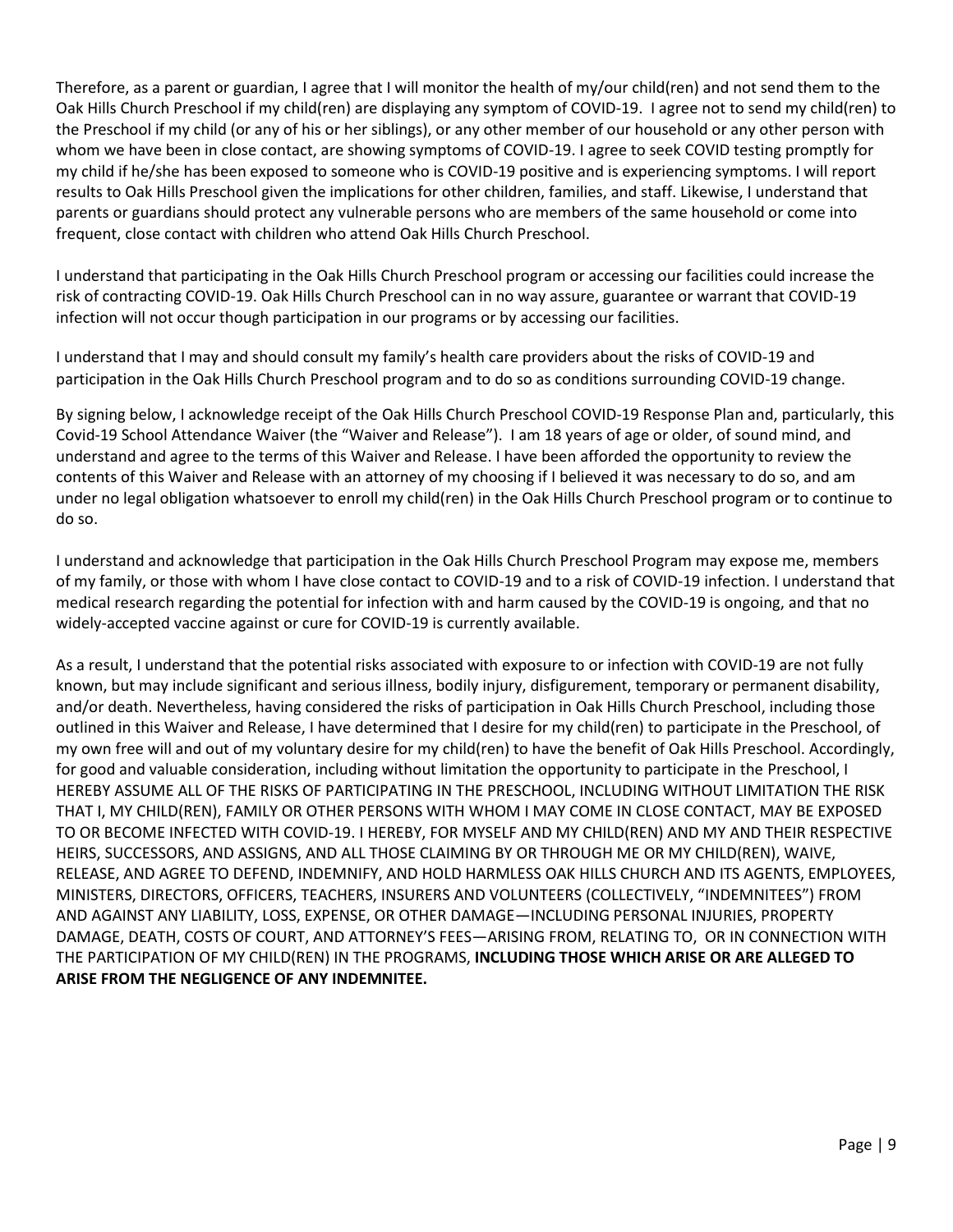Therefore, as a parent or guardian, I agree that I will monitor the health of my/our child(ren) and not send them to the Oak Hills Church Preschool if my child(ren) are displaying any symptom of COVID-19. I agree not to send my child(ren) to the Preschool if my child (or any of his or her siblings), or any other member of our household or any other person with whom we have been in close contact, are showing symptoms of COVID-19. I agree to seek COVID testing promptly for my child if he/she has been exposed to someone who is COVID-19 positive and is experiencing symptoms. I will report results to Oak Hills Preschool given the implications for other children, families, and staff. Likewise, I understand that parents or guardians should protect any vulnerable persons who are members of the same household or come into frequent, close contact with children who attend Oak Hills Church Preschool.

I understand that participating in the Oak Hills Church Preschool program or accessing our facilities could increase the risk of contracting COVID-19. Oak Hills Church Preschool can in no way assure, guarantee or warrant that COVID-19 infection will not occur though participation in our programs or by accessing our facilities.

I understand that I may and should consult my family's health care providers about the risks of COVID-19 and participation in the Oak Hills Church Preschool program and to do so as conditions surrounding COVID-19 change.

By signing below, I acknowledge receipt of the Oak Hills Church Preschool COVID-19 Response Plan and, particularly, this Covid-19 School Attendance Waiver (the "Waiver and Release"). I am 18 years of age or older, of sound mind, and understand and agree to the terms of this Waiver and Release. I have been afforded the opportunity to review the contents of this Waiver and Release with an attorney of my choosing if I believed it was necessary to do so, and am under no legal obligation whatsoever to enroll my child(ren) in the Oak Hills Church Preschool program or to continue to do so.

I understand and acknowledge that participation in the Oak Hills Church Preschool Program may expose me, members of my family, or those with whom I have close contact to COVID-19 and to a risk of COVID-19 infection. I understand that medical research regarding the potential for infection with and harm caused by the COVID-19 is ongoing, and that no widely-accepted vaccine against or cure for COVID-19 is currently available.

As a result, I understand that the potential risks associated with exposure to or infection with COVID-19 are not fully known, but may include significant and serious illness, bodily injury, disfigurement, temporary or permanent disability, and/or death. Nevertheless, having considered the risks of participation in Oak Hills Church Preschool, including those outlined in this Waiver and Release, I have determined that I desire for my child(ren) to participate in the Preschool, of my own free will and out of my voluntary desire for my child(ren) to have the benefit of Oak Hills Preschool. Accordingly, for good and valuable consideration, including without limitation the opportunity to participate in the Preschool, I HEREBY ASSUME ALL OF THE RISKS OF PARTICIPATING IN THE PRESCHOOL, INCLUDING WITHOUT LIMITATION THE RISK THAT I, MY CHILD(REN), FAMILY OR OTHER PERSONS WITH WHOM I MAY COME IN CLOSE CONTACT, MAY BE EXPOSED TO OR BECOME INFECTED WITH COVID-19. I HEREBY, FOR MYSELF AND MY CHILD(REN) AND MY AND THEIR RESPECTIVE HEIRS, SUCCESSORS, AND ASSIGNS, AND ALL THOSE CLAIMING BY OR THROUGH ME OR MY CHILD(REN), WAIVE, RELEASE, AND AGREE TO DEFEND, INDEMNIFY, AND HOLD HARMLESS OAK HILLS CHURCH AND ITS AGENTS, EMPLOYEES, MINISTERS, DIRECTORS, OFFICERS, TEACHERS, INSURERS AND VOLUNTEERS (COLLECTIVELY, "INDEMNITEES") FROM AND AGAINST ANY LIABILITY, LOSS, EXPENSE, OR OTHER DAMAGE—INCLUDING PERSONAL INJURIES, PROPERTY DAMAGE, DEATH, COSTS OF COURT, AND ATTORNEY'S FEES—ARISING FROM, RELATING TO, OR IN CONNECTION WITH THE PARTICIPATION OF MY CHILD(REN) IN THE PROGRAMS, **INCLUDING THOSE WHICH ARISE OR ARE ALLEGED TO ARISE FROM THE NEGLIGENCE OF ANY INDEMNITEE.**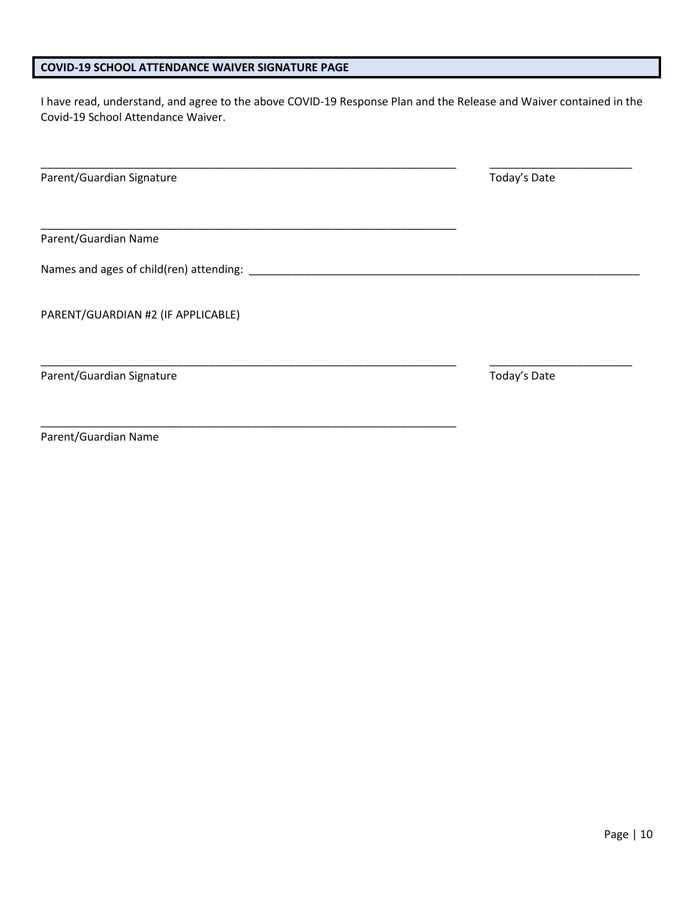## COVID-19 SCHOOL ATTENDANCE WAIVER SIGNATURE PAGE

I have read, understand, and agree to the above COVID-19 Response Plan and the Release and Waiver contained in the Covid-19 School Attendance Waiver.

______________________________________________________________________ ________________________

Parent/Guardian Signature Today's Date

______________________________________________________________________

Parent/Guardian Name

Names and ages of child(ren) attending: ________________________________________________________________

PARENT/GUARDIAN #2 (IF APPLICABLE)

______________________________________________________________________ ________________________

Parent/Guardian Signature Today's Date

______________________________________________________________________

Parent/Guardian Name